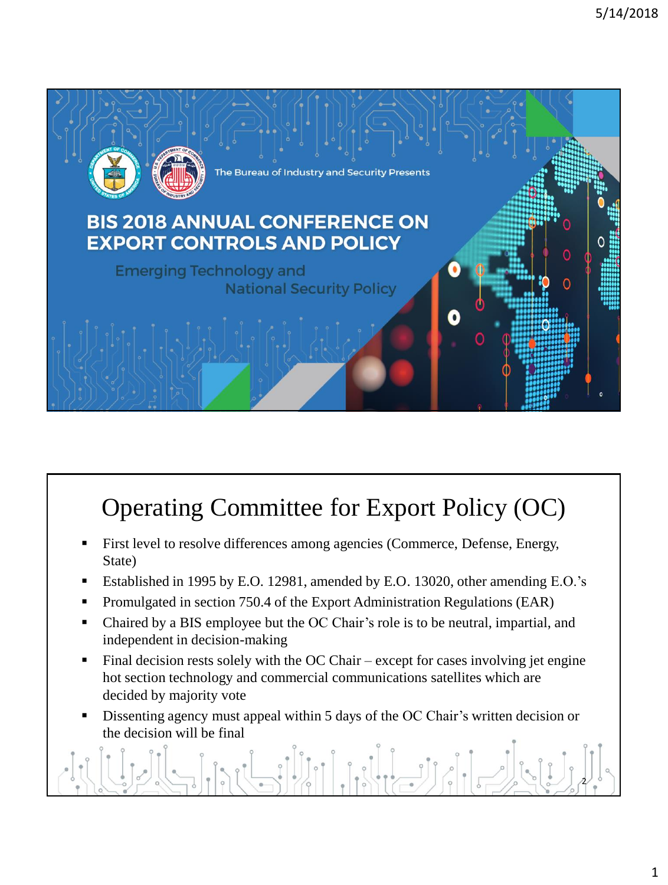The Bureau of Industry and Security Presents

# BIS 2018 ANNUAL CONFERENCE ON EXPORT CONTROLS AND POLICY

*Emerging Technology and National Security Policy*

# Operating Committee for Export Policy (OC)

- First level to resolve differences among agencies (Commerce, Defense, Energy, State)
- Established in 1995 by E.O. 12981, amended by E.O. 13020, other amending E.O.'s
- Promulgated in section 750.4 of the Export Administration Regulations (EAR)
- Chaired by a BIS employee but the OC Chair's role is to be neutral, impartial, and independent in decision-making
- Final decision rests solely with the OC Chair – except for cases involving jet engine hot section technology and commercial communications satellites which are decided by majority vote
- Dissenting agency must appeal within 5 days of the OC Chair's written decision or the decision will be final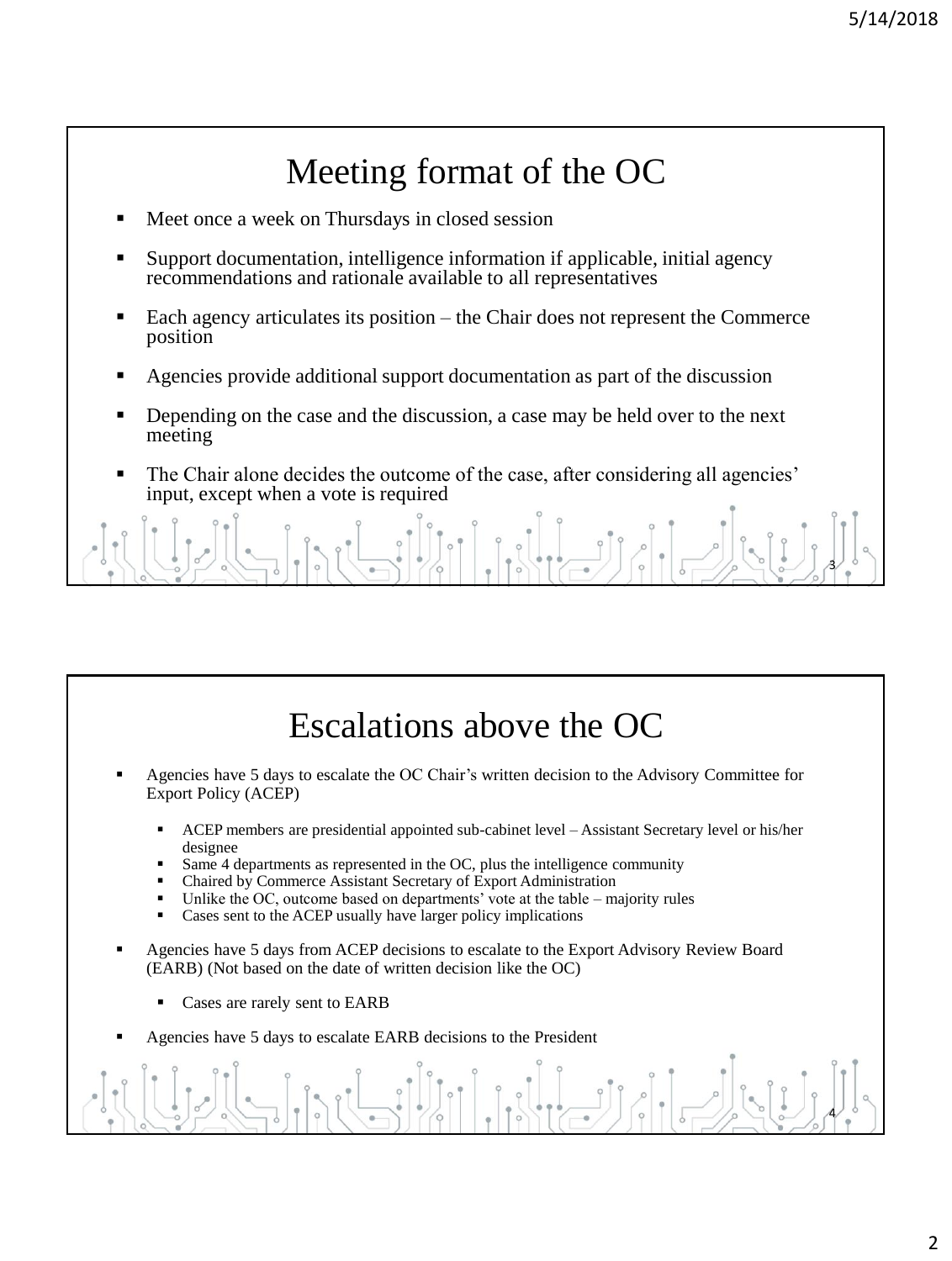## Meeting format of the OC

- Meet once a week on Thursdays in closed session
- Support documentation, intelligence information if applicable, initial agency recommendations and rationale available to all representatives
- Each agency articulates its position – the Chair does not represent the Commerce position
- Agencies provide additional support documentation as part of the discussion
- Depending on the case and the discussion, a case may be held over to the next meeting
- The Chair alone decides the outcome of the case, after considering all agencies' input, except when a vote is required

## Escalations above the OC

- Agencies have 5 days to escalate the OC Chair's written decision to the Advisory Committee for Export Policy (ACEP)
  - ACEP members are presidential appointed sub-cabinet level – Assistant Secretary level or his/her designee
  - Same 4 departments as represented in the OC, plus the intelligence community
  - Chaired by Commerce Assistant Secretary of Export Administration
  - Unlike the OC, outcome based on departments' vote at the table – majority rules
  - Cases sent to the ACEP usually have larger policy implications
- Agencies have 5 days from ACEP decisions to escalate to the Export Advisory Review Board (EARB) (Not based on the date of written decision like the OC)
  - Cases are rarely sent to EARB
- Agencies have 5 days to escalate EARB decisions to the President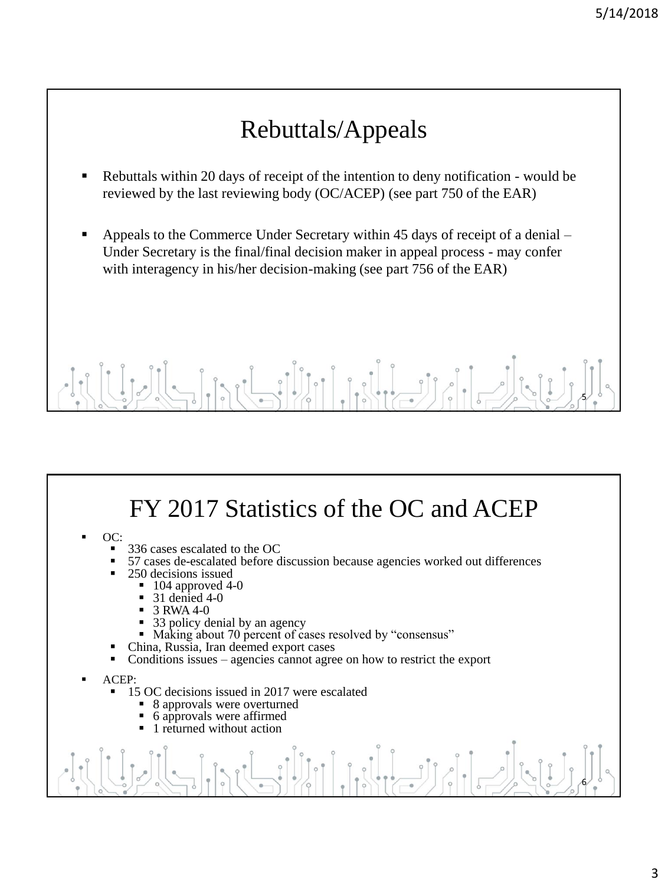# Rebuttals/Appeals

- Rebuttals within 20 days of receipt of the intention to deny notification - would be reviewed by the last reviewing body (OC/ACEP) (see part 750 of the EAR)
- Appeals to the Commerce Under Secretary within 45 days of receipt of a denial – Under Secretary is the final/final decision maker in appeal process - may confer with interagency in his/her decision-making (see part 756 of the EAR)

# FY 2017 Statistics of the OC and ACEP

- OC:
  - 336 cases escalated to the OC
  - 57 cases de-escalated before discussion because agencies worked out differences
  - 250 decisions issued
    - 104 approved 4-0
    - 31 denied 4-0
    - 3 RWA 4-0
    - 33 policy denial by an agency
    - Making about 70 percent of cases resolved by "consensus"
  - China, Russia, Iran deemed export cases
  - Conditions issues – agencies cannot agree on how to restrict the export
- ACEP:
  - 15 OC decisions issued in 2017 were escalated
    - 8 approvals were overturned
    - 6 approvals were affirmed
    - 1 returned without action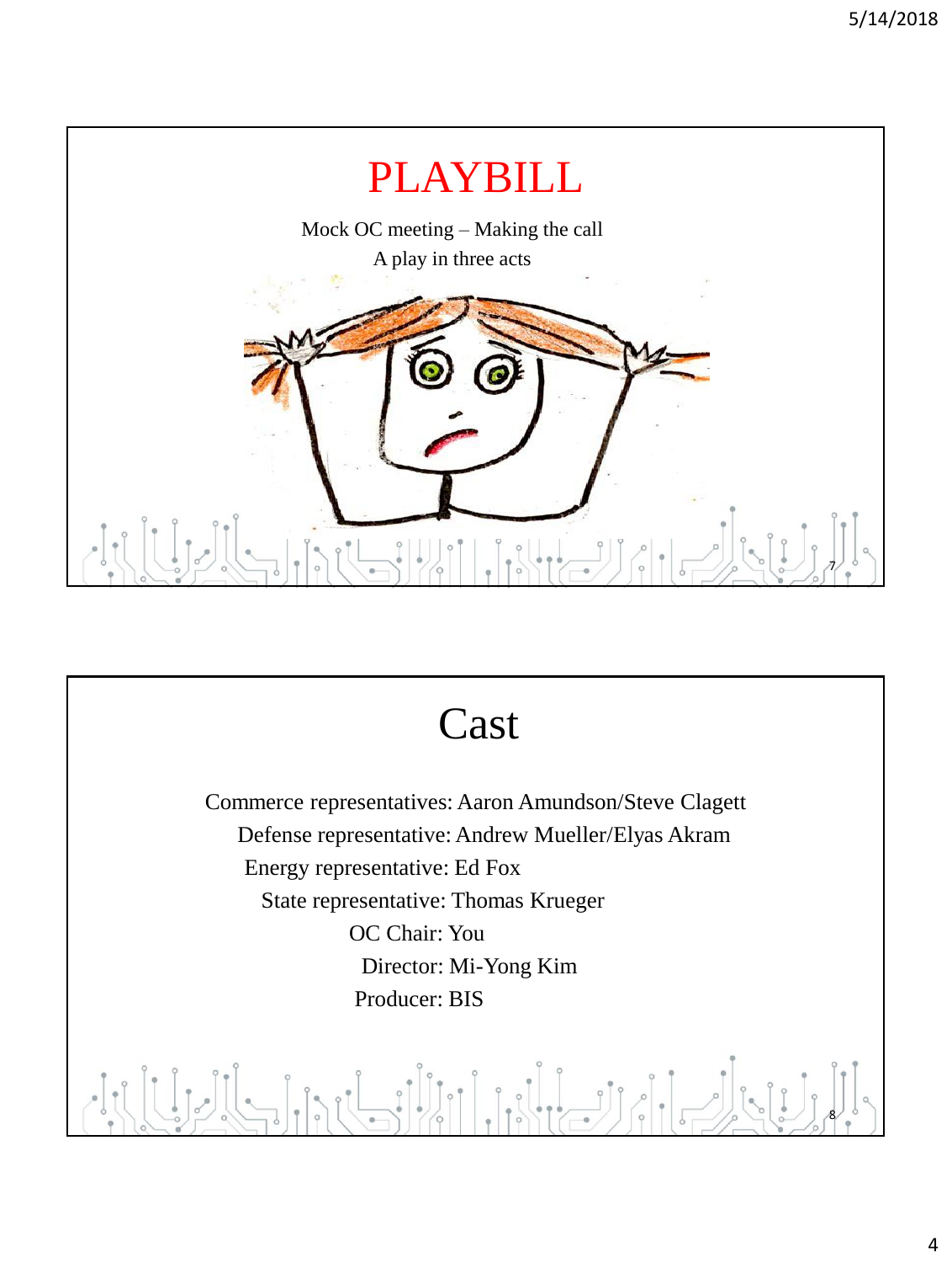# PLAYBILL

Mock OC meeting – Making the call

A play in three acts

# Cast

Commerce representatives: Aaron Amundson/Steve Clagett

Defense representative: Andrew Mueller/Elyas Akram

Energy representative: Ed Fox

State representative: Thomas Krueger

OC Chair: You

Director: Mi-Yong Kim

Producer: BIS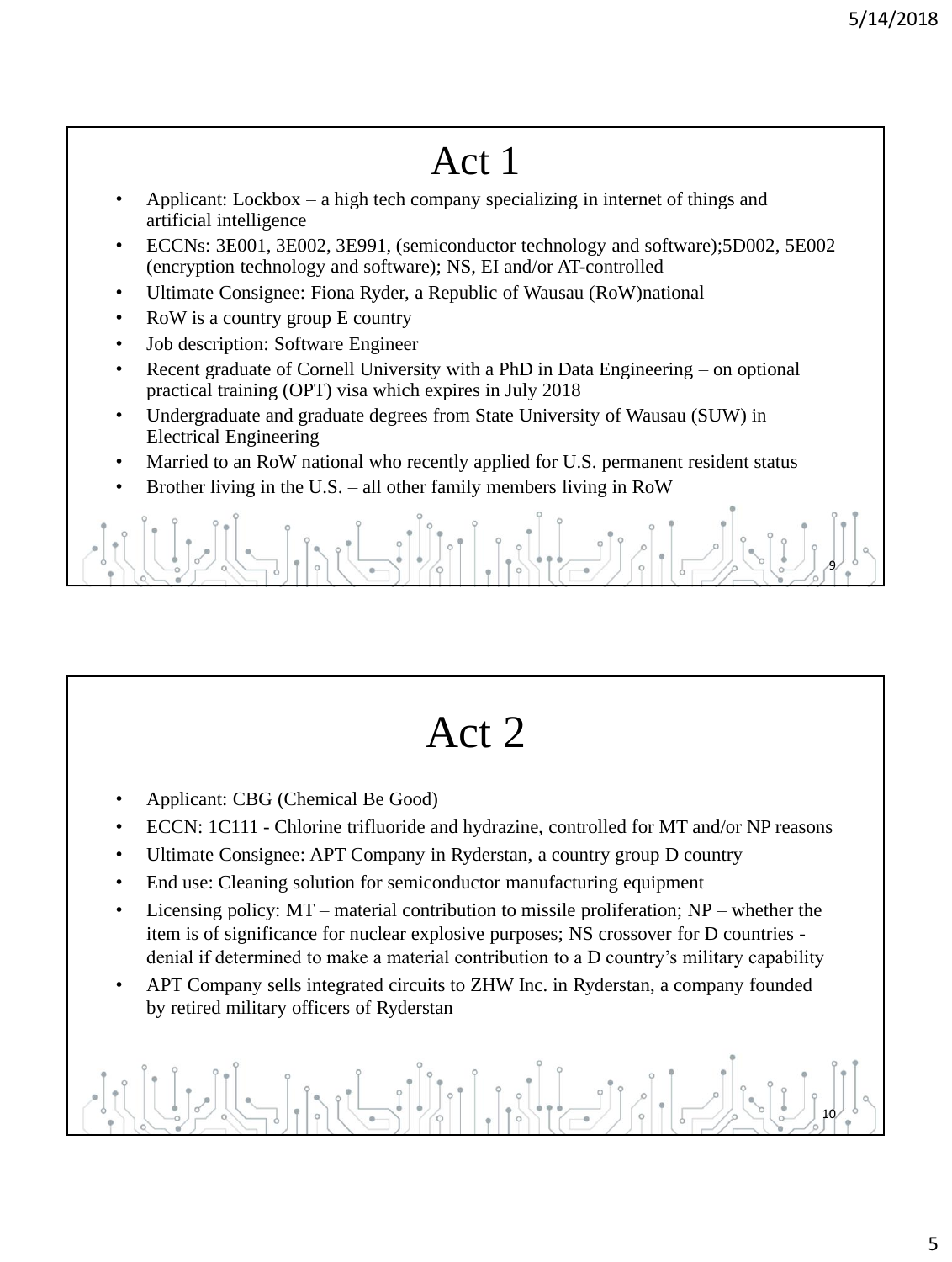# Act 1

- Applicant: Lockbox – a high tech company specializing in internet of things and artificial intelligence
- ECCNs: 3E001, 3E002, 3E991, (semiconductor technology and software);5D002, 5E002 (encryption technology and software); NS, EI and/or AT-controlled
- Ultimate Consignee: Fiona Ryder, a Republic of Wausau (RoW)national
- RoW is a country group E country
- Job description: Software Engineer
- Recent graduate of Cornell University with a PhD in Data Engineering – on optional practical training (OPT) visa which expires in July 2018
- Undergraduate and graduate degrees from State University of Wausau (SUW) in Electrical Engineering
- Married to an RoW national who recently applied for U.S. permanent resident status
- Brother living in the U.S. – all other family members living in RoW

# Act 2

- Applicant: CBG (Chemical Be Good)
- ECCN: 1C111 - Chlorine trifluoride and hydrazine, controlled for MT and/or NP reasons
- Ultimate Consignee: APT Company in Ryderstan, a country group D country
- End use: Cleaning solution for semiconductor manufacturing equipment
- Licensing policy: MT – material contribution to missile proliferation; NP – whether the item is of significance for nuclear explosive purposes; NS crossover for D countries - denial if determined to make a material contribution to a D country's military capability
- APT Company sells integrated circuits to ZHW Inc. in Ryderstan, a company founded by retired military officers of Ryderstan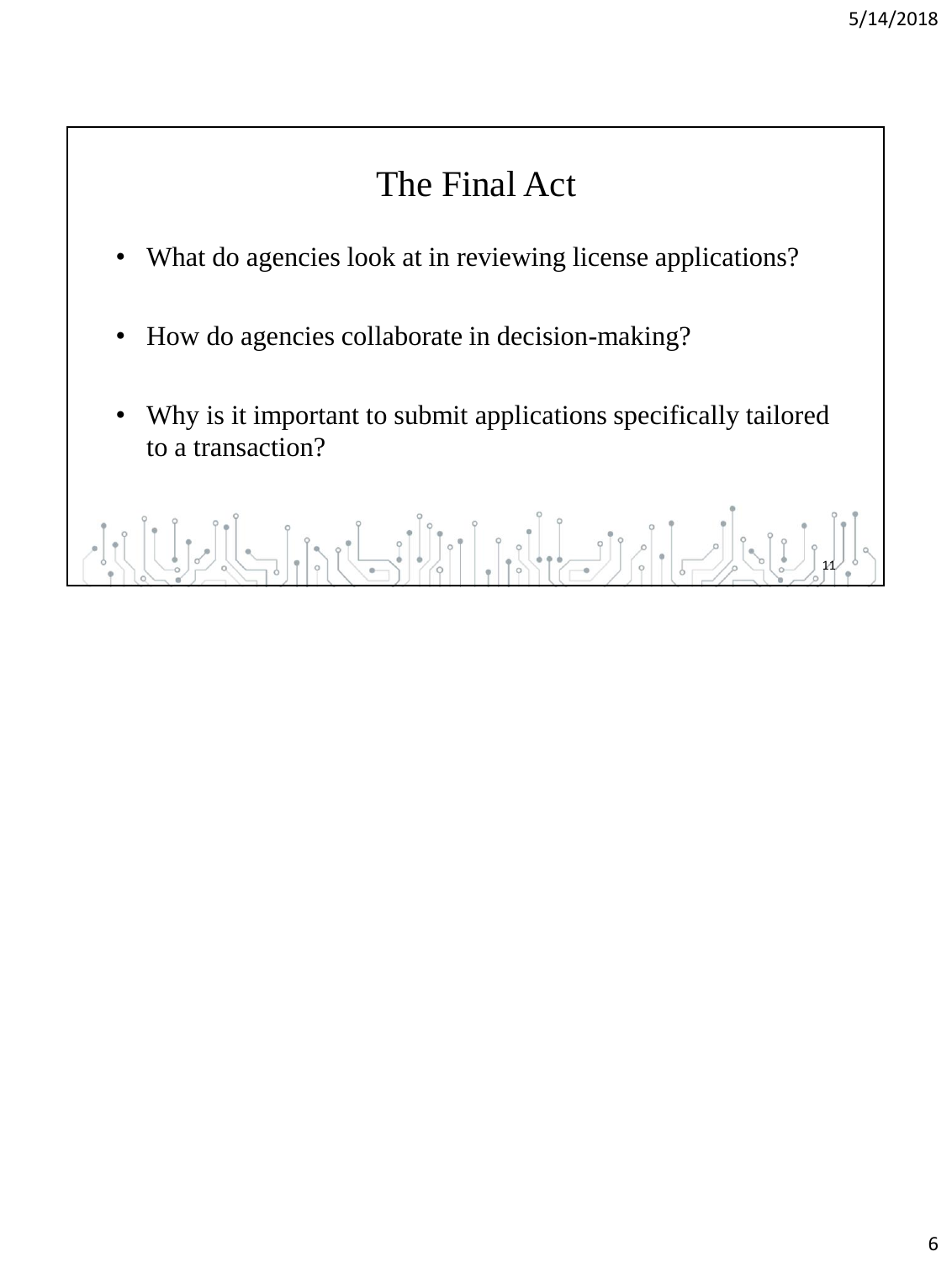# The Final Act

- What do agencies look at in reviewing license applications?
- How do agencies collaborate in decision-making?
- Why is it important to submit applications specifically tailored to a transaction?